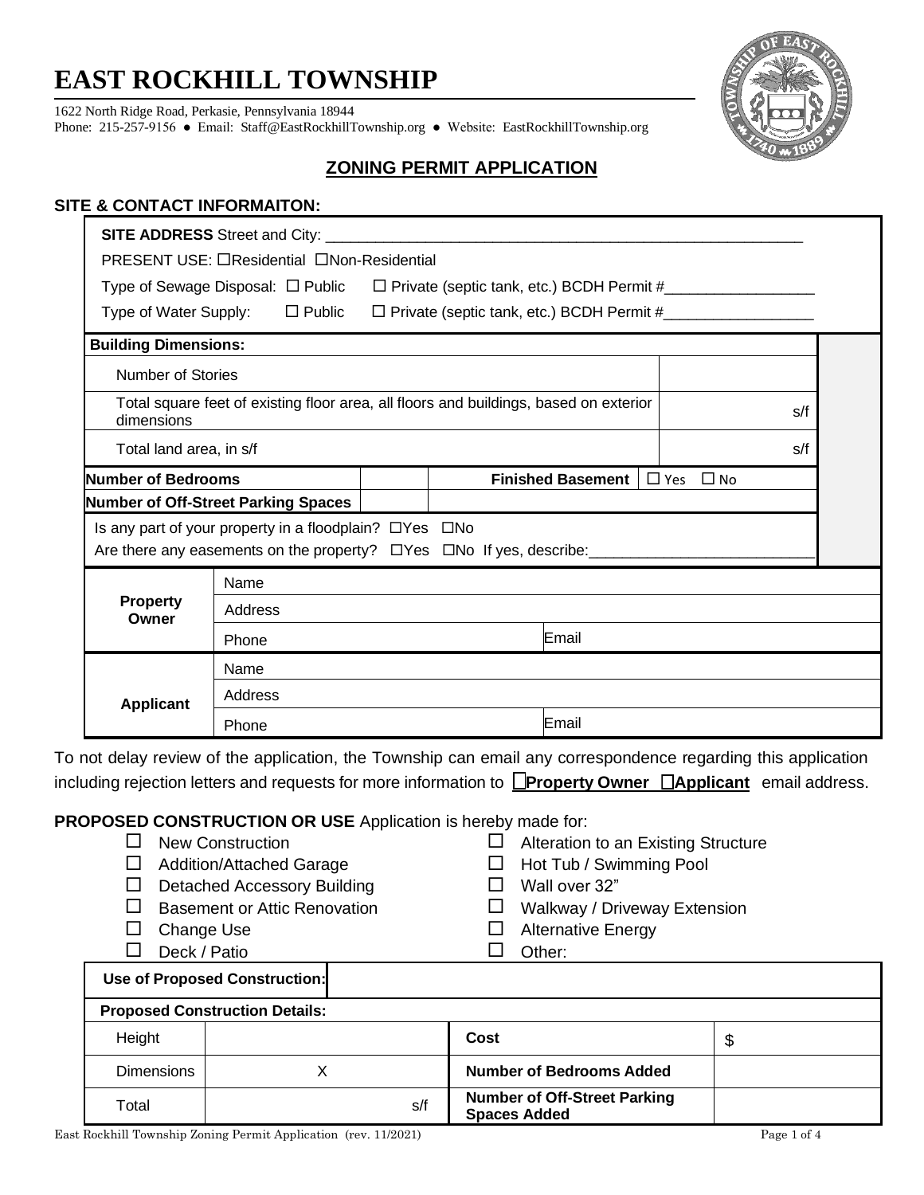# EAST ROCKHILL TOWNSHIP

1622 North Ridge Road, Perkasie, Pennsylvania 18944
Phone: 215-257-9156 ● Email: Staff@EastRockhillTownship.org ● Website: EastRockhillTownship.org

## ZONING PERMIT APPLICATION

### SITE & CONTACT INFORMAITON:

**SITE ADDRESS** Street and City: ____________________________________________________________

PRESENT USE: ☐Residential ☐Non-Residential

Type of Sewage Disposal: ☐ Public ☐ Private (septic tank, etc.) BCDH Permit #__________________

Type of Water Supply: ☐ Public ☐ Private (septic tank, etc.) BCDH Permit #__________________

| **Building Dimensions:** | |
|---|---|
| Number of Stories | |
| Total square feet of existing floor area, all floors and buildings, based on exterior dimensions | s/f |
| Total land area, in s/f | s/f |

| **Number of Bedrooms** | | **Finished Basement** | ☐ Yes ☐ No |
|---|---|---|---|
| **Number of Off-Street Parking Spaces** | | | |

Is any part of your property in a floodplain? ☐Yes ☐No

Are there any easements on the property? ☐Yes ☐No If yes, describe:__________________________

| | | |
|---|---|---|
| **Property Owner** | Name | |
| | Address | |
| | Phone | Email |
| **Applicant** | Name | |
| | Address | |
| | Phone | Email |

To not delay review of the application, the Township can email any correspondence regarding this application including rejection letters and requests for more information to ☐**Property Owner** ☐**Applicant** email address.

**PROPOSED CONSTRUCTION OR USE** Application is hereby made for:

- ☐ New Construction
- ☐ Addition/Attached Garage
- ☐ Detached Accessory Building
- ☐ Basement or Attic Renovation
- ☐ Change Use
- ☐ Deck / Patio
- ☐ Alteration to an Existing Structure
- ☐ Hot Tub / Swimming Pool
- ☐ Wall over 32"
- ☐ Walkway / Driveway Extension
- ☐ Alternative Energy
- ☐ Other:

| **Use of Proposed Construction:** | | | |
|---|---|---|---|
| **Proposed Construction Details:** | | | |
| Height | | **Cost** | $ |
| Dimensions | X | **Number of Bedrooms Added** | |
| Total | s/f | **Number of Off-Street Parking Spaces Added** | |

East Rockhill Township Zoning Permit Application (rev. 11/2021)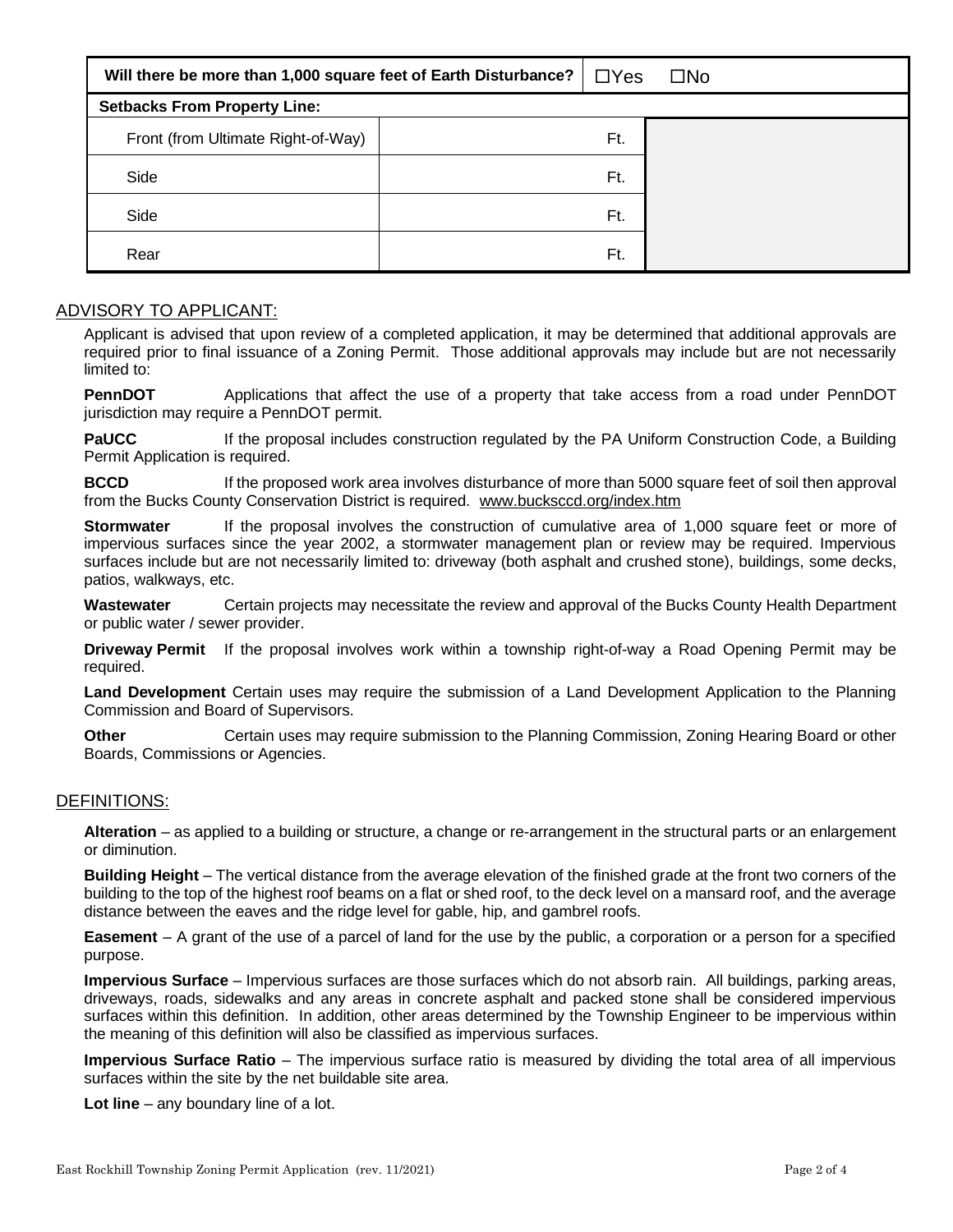| Will there be more than 1,000 square feet of Earth Disturbance? | ☐Yes ☐No | |
|---|---|---|
| **Setbacks From Property Line:** | | |
| Front (from Ultimate Right-of-Way) | Ft. | |
| Side | Ft. | |
| Side | Ft. | |
| Rear | Ft. | |

## ADVISORY TO APPLICANT:

Applicant is advised that upon review of a completed application, it may be determined that additional approvals are required prior to final issuance of a Zoning Permit. Those additional approvals may include but are not necessarily limited to:

**PennDOT** Applications that affect the use of a property that take access from a road under PennDOT jurisdiction may require a PennDOT permit.

**PaUCC** If the proposal includes construction regulated by the PA Uniform Construction Code, a Building Permit Application is required.

**BCCD** If the proposed work area involves disturbance of more than 5000 square feet of soil then approval from the Bucks County Conservation District is required. www.bucksccd.org/index.htm

**Stormwater** If the proposal involves the construction of cumulative area of 1,000 square feet or more of impervious surfaces since the year 2002, a stormwater management plan or review may be required. Impervious surfaces include but are not necessarily limited to: driveway (both asphalt and crushed stone), buildings, some decks, patios, walkways, etc.

**Wastewater** Certain projects may necessitate the review and approval of the Bucks County Health Department or public water / sewer provider.

**Driveway Permit** If the proposal involves work within a township right-of-way a Road Opening Permit may be required.

**Land Development** Certain uses may require the submission of a Land Development Application to the Planning Commission and Board of Supervisors.

**Other** Certain uses may require submission to the Planning Commission, Zoning Hearing Board or other Boards, Commissions or Agencies.

## DEFINITIONS:

**Alteration** – as applied to a building or structure, a change or re-arrangement in the structural parts or an enlargement or diminution.

**Building Height** – The vertical distance from the average elevation of the finished grade at the front two corners of the building to the top of the highest roof beams on a flat or shed roof, to the deck level on a mansard roof, and the average distance between the eaves and the ridge level for gable, hip, and gambrel roofs.

**Easement** – A grant of the use of a parcel of land for the use by the public, a corporation or a person for a specified purpose.

**Impervious Surface** – Impervious surfaces are those surfaces which do not absorb rain. All buildings, parking areas, driveways, roads, sidewalks and any areas in concrete asphalt and packed stone shall be considered impervious surfaces within this definition. In addition, other areas determined by the Township Engineer to be impervious within the meaning of this definition will also be classified as impervious surfaces.

**Impervious Surface Ratio** – The impervious surface ratio is measured by dividing the total area of all impervious surfaces within the site by the net buildable site area.

**Lot line** – any boundary line of a lot.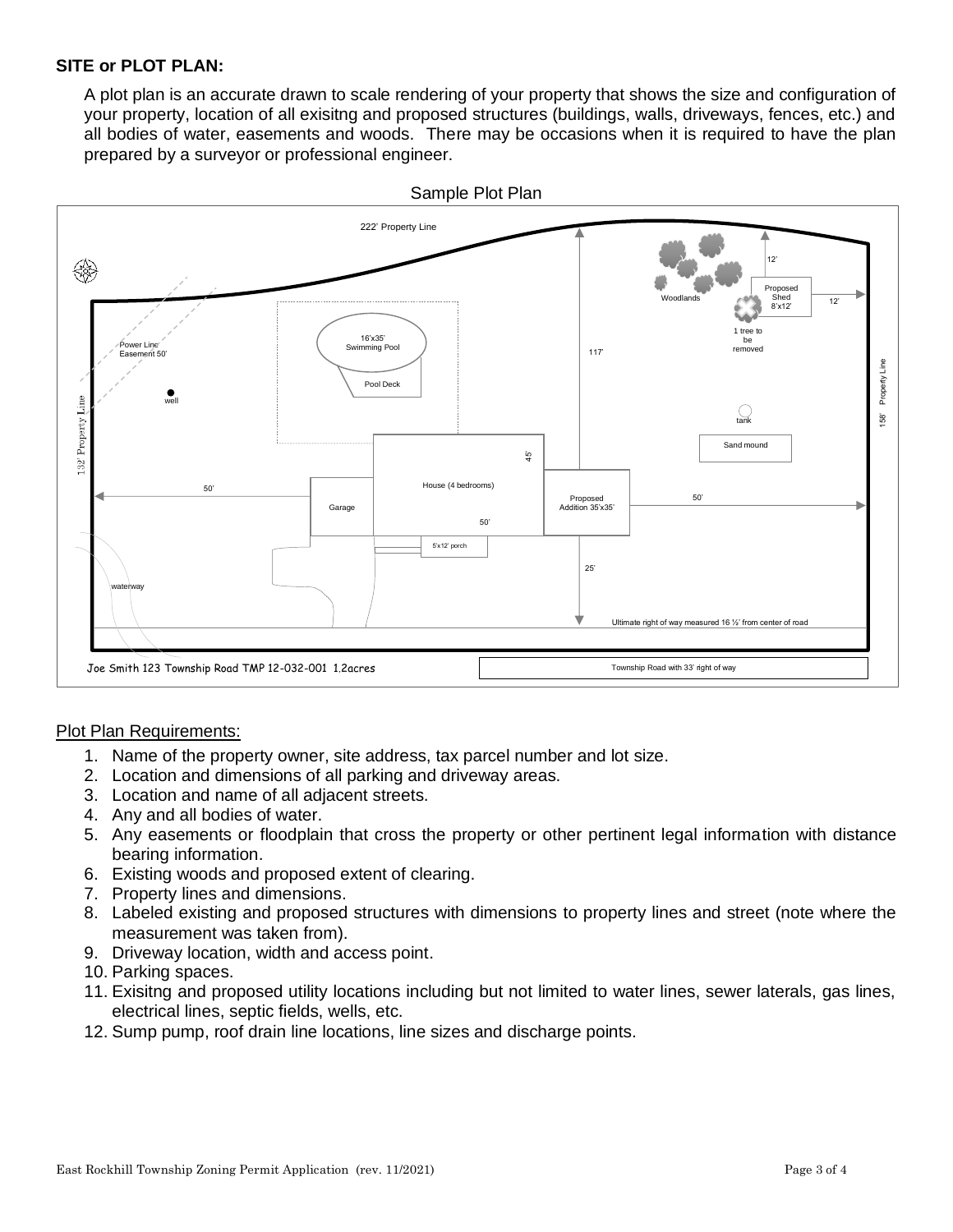**SITE or PLOT PLAN:**

A plot plan is an accurate drawn to scale rendering of your property that shows the size and configuration of your property, location of all exisitng and proposed structures (buildings, walls, driveways, fences, etc.) and all bodies of water, easements and woods. There may be occasions when it is required to have the plan prepared by a surveyor or professional engineer.

Sample Plot Plan

222' Property Line

Woodlands

Proposed Shed 8'x12'

12'

12'

1 tree to be removed

16'x35' Swimming Pool

Pool Deck

Power Line Easement 50'

well

117'

158' Property Line

tank

Sand mound

132' Property Line

45'

House (4 bedrooms)

50'

Garage

50'

Proposed Addition 35'x35'

50'

5'x12' porch

25'

waterway

Ultimate right of way measured 16 ½' from center of road

Joe Smith 123 Township Road TMP 12-032-001 1.2acres

Township Road with 33' right of way

<u>Plot Plan Requirements:</u>

1. Name of the property owner, site address, tax parcel number and lot size.
2. Location and dimensions of all parking and driveway areas.
3. Location and name of all adjacent streets.
4. Any and all bodies of water.
5. Any easements or floodplain that cross the property or other pertinent legal information with distance bearing information.
6. Existing woods and proposed extent of clearing.
7. Property lines and dimensions.
8. Labeled existing and proposed structures with dimensions to property lines and street (note where the measurement was taken from).
9. Driveway location, width and access point.
10. Parking spaces.
11. Exisitng and proposed utility locations including but not limited to water lines, sewer laterals, gas lines, electrical lines, septic fields, wells, etc.
12. Sump pump, roof drain line locations, line sizes and discharge points.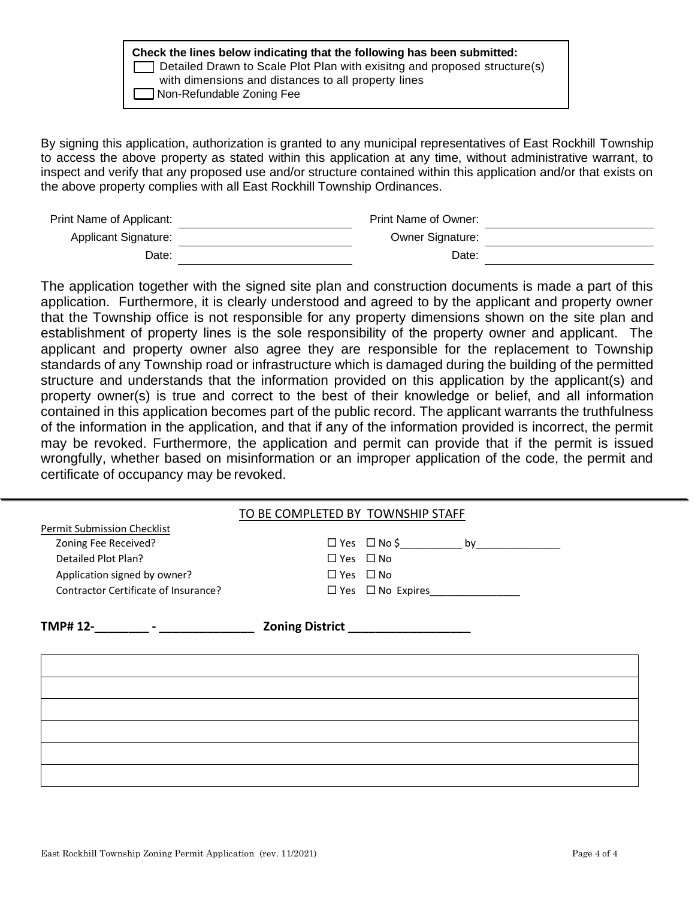**Check the lines below indicating that the following has been submitted:**

☐ Detailed Drawn to Scale Plot Plan with exisitng and proposed structure(s) with dimensions and distances to all property lines

☐ Non-Refundable Zoning Fee

By signing this application, authorization is granted to any municipal representatives of East Rockhill Township to access the above property as stated within this application at any time, without administrative warrant, to inspect and verify that any proposed use and/or structure contained within this application and/or that exists on the above property complies with all East Rockhill Township Ordinances.

| | | | |
|---|---|---|---|
| Print Name of Applicant: | | Print Name of Owner: | |
| Applicant Signature: | | Owner Signature: | |
| Date: | | Date: | |

The application together with the signed site plan and construction documents is made a part of this application. Furthermore, it is clearly understood and agreed to by the applicant and property owner that the Township office is not responsible for any property dimensions shown on the site plan and establishment of property lines is the sole responsibility of the property owner and applicant. The applicant and property owner also agree they are responsible for the replacement to Township standards of any Township road or infrastructure which is damaged during the building of the permitted structure and understands that the information provided on this application by the applicant(s) and property owner(s) is true and correct to the best of their knowledge or belief, and all information contained in this application becomes part of the public record. The applicant warrants the truthfulness of the information in the application, and that if any of the information provided is incorrect, the permit may be revoked. Furthermore, the application and permit can provide that if the permit is issued wrongfully, whether based on misinformation or an improper application of the code, the permit and certificate of occupancy may be revoked.

---

TO BE COMPLETED BY TOWNSHIP STAFF

Permit Submission Checklist

| | |
|---|---|
| Zoning Fee Received? | ☐ Yes ☐ No $___________ by_______________ |
| Detailed Plot Plan? | ☐ Yes ☐ No |
| Application signed by owner? | ☐ Yes ☐ No |
| Contractor Certificate of Insurance? | ☐ Yes ☐ No Expires________________ |

**TMP# 12-________ - ______________ Zoning District __________________**

| |
|---|
| |
| |
| |
| |
| |
| |